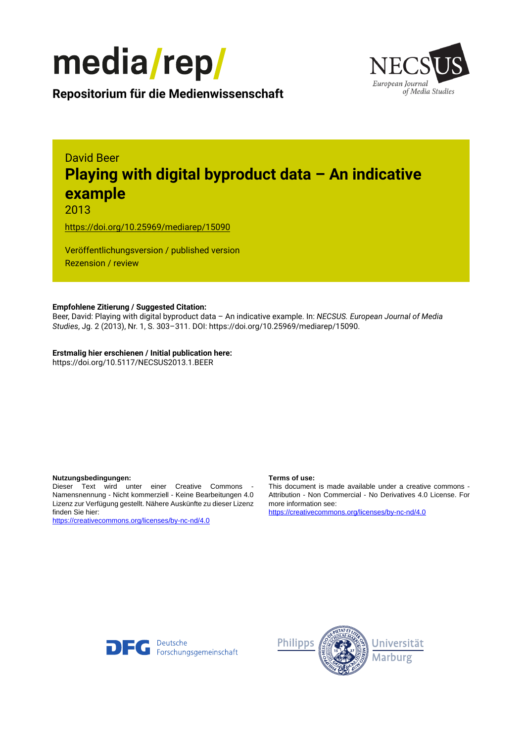media/rep/

Repositorium für die Medienwissenschaft

NECSUS European Journal of Media Studies

David Beer

# Playing with digital byproduct data – An indicative example

2013

https://doi.org/10.25969/mediarep/15090

Veröffentlichungsversion / published version
Rezension / review

**Empfohlene Zitierung / Suggested Citation:**
Beer, David: Playing with digital byproduct data – An indicative example. In: *NECSUS. European Journal of Media Studies*, Jg. 2 (2013), Nr. 1, S. 303–311. DOI: https://doi.org/10.25969/mediarep/15090.

**Erstmalig hier erschienen / Initial publication here:**
https://doi.org/10.5117/NECSUS2013.1.BEER

**Nutzungsbedingungen:**
Dieser Text wird unter einer Creative Commons - Namensnennung - Nicht kommerziell - Keine Bearbeitungen 4.0 Lizenz zur Verfügung gestellt. Nähere Auskünfte zu dieser Lizenz finden Sie hier:
https://creativecommons.org/licenses/by-nc-nd/4.0

**Terms of use:**
This document is made available under a creative commons - Attribution - Non Commercial - No Derivatives 4.0 License. For more information see:
https://creativecommons.org/licenses/by-nc-nd/4.0

DFG Deutsche Forschungsgemeinschaft

Philipps Universität Marburg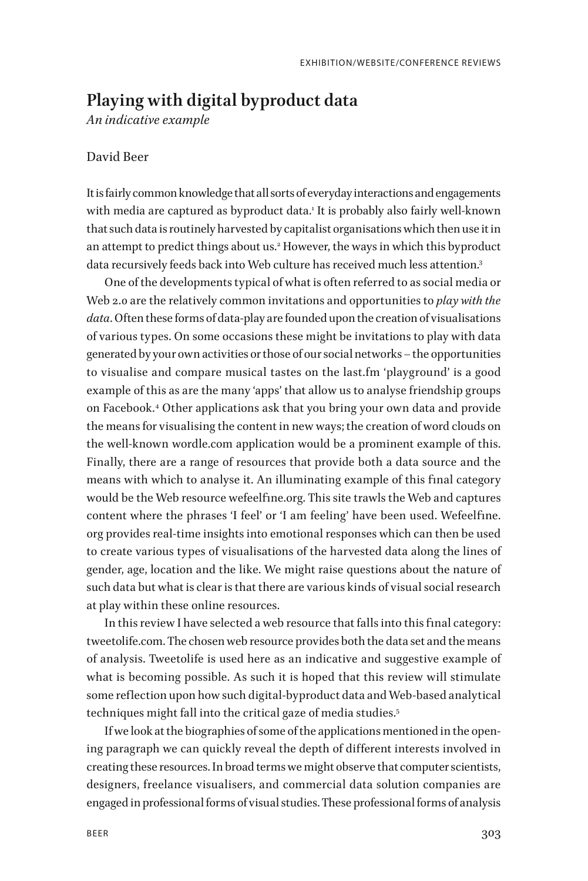# Playing with digital byproduct data

*An indicative example*

David Beer

It is fairly common knowledge that all sorts of everyday interactions and engagements with media are captured as byproduct data.[1] It is probably also fairly well-known that such data is routinely harvested by capitalist organisations which then use it in an attempt to predict things about us.[2] However, the ways in which this byproduct data recursively feeds back into Web culture has received much less attention.[3]

One of the developments typical of what is often referred to as social media or Web 2.0 are the relatively common invitations and opportunities to *play with the data*. Often these forms of data-play are founded upon the creation of visualisations of various types. On some occasions these might be invitations to play with data generated by your own activities or those of our social networks – the opportunities to visualise and compare musical tastes on the last.fm 'playground' is a good example of this as are the many 'apps' that allow us to analyse friendship groups on Facebook.[4] Other applications ask that you bring your own data and provide the means for visualising the content in new ways; the creation of word clouds on the well-known wordle.com application would be a prominent example of this. Finally, there are a range of resources that provide both a data source and the means with which to analyse it. An illuminating example of this final category would be the Web resource wefeelfine.org. This site trawls the Web and captures content where the phrases 'I feel' or 'I am feeling' have been used. Wefeelfine.org provides real-time insights into emotional responses which can then be used to create various types of visualisations of the harvested data along the lines of gender, age, location and the like. We might raise questions about the nature of such data but what is clear is that there are various kinds of visual social research at play within these online resources.

In this review I have selected a web resource that falls into this final category: tweetolife.com. The chosen web resource provides both the data set and the means of analysis. Tweetolife is used here as an indicative and suggestive example of what is becoming possible. As such it is hoped that this review will stimulate some reflection upon how such digital-byproduct data and Web-based analytical techniques might fall into the critical gaze of media studies.[5]

If we look at the biographies of some of the applications mentioned in the opening paragraph we can quickly reveal the depth of different interests involved in creating these resources. In broad terms we might observe that computer scientists, designers, freelance visualisers, and commercial data solution companies are engaged in professional forms of visual studies. These professional forms of analysis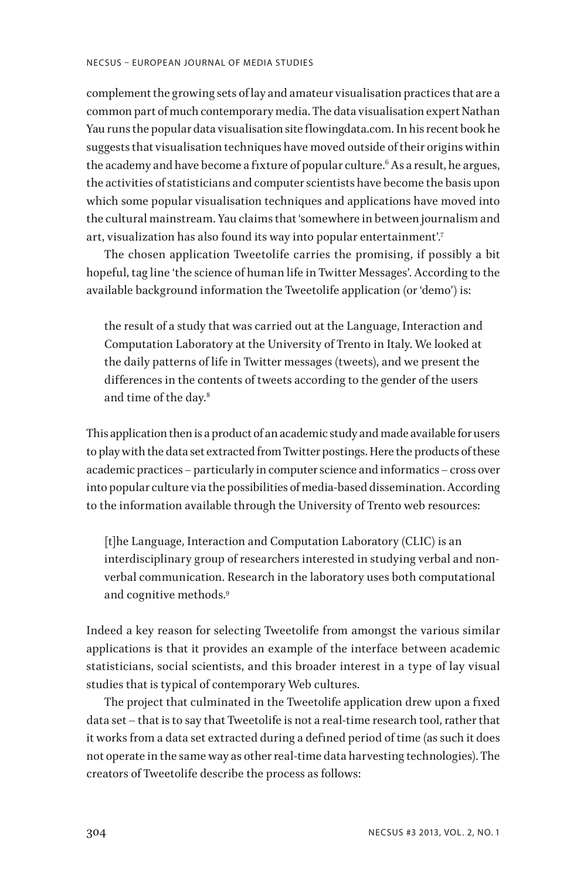complement the growing sets of lay and amateur visualisation practices that are a common part of much contemporary media. The data visualisation expert Nathan Yau runs the popular data visualisation site flowingdata.com. In his recent book he suggests that visualisation techniques have moved outside of their origins within the academy and have become a fixture of popular culture.[6] As a result, he argues, the activities of statisticians and computer scientists have become the basis upon which some popular visualisation techniques and applications have moved into the cultural mainstream. Yau claims that 'somewhere in between journalism and art, visualization has also found its way into popular entertainment'.[7]

The chosen application Tweetolife carries the promising, if possibly a bit hopeful, tag line 'the science of human life in Twitter Messages'. According to the available background information the Tweetolife application (or 'demo') is:

> the result of a study that was carried out at the Language, Interaction and Computation Laboratory at the University of Trento in Italy. We looked at the daily patterns of life in Twitter messages (tweets), and we present the differences in the contents of tweets according to the gender of the users and time of the day.[8]

This application then is a product of an academic study and made available for users to play with the data set extracted from Twitter postings. Here the products of these academic practices – particularly in computer science and informatics – cross over into popular culture via the possibilities of media-based dissemination. According to the information available through the University of Trento web resources:

> [t]he Language, Interaction and Computation Laboratory (CLIC) is an interdisciplinary group of researchers interested in studying verbal and non-verbal communication. Research in the laboratory uses both computational and cognitive methods.[9]

Indeed a key reason for selecting Tweetolife from amongst the various similar applications is that it provides an example of the interface between academic statisticians, social scientists, and this broader interest in a type of lay visual studies that is typical of contemporary Web cultures.

The project that culminated in the Tweetolife application drew upon a fixed data set – that is to say that Tweetolife is not a real-time research tool, rather that it works from a data set extracted during a defined period of time (as such it does not operate in the same way as other real-time data harvesting technologies). The creators of Tweetolife describe the process as follows: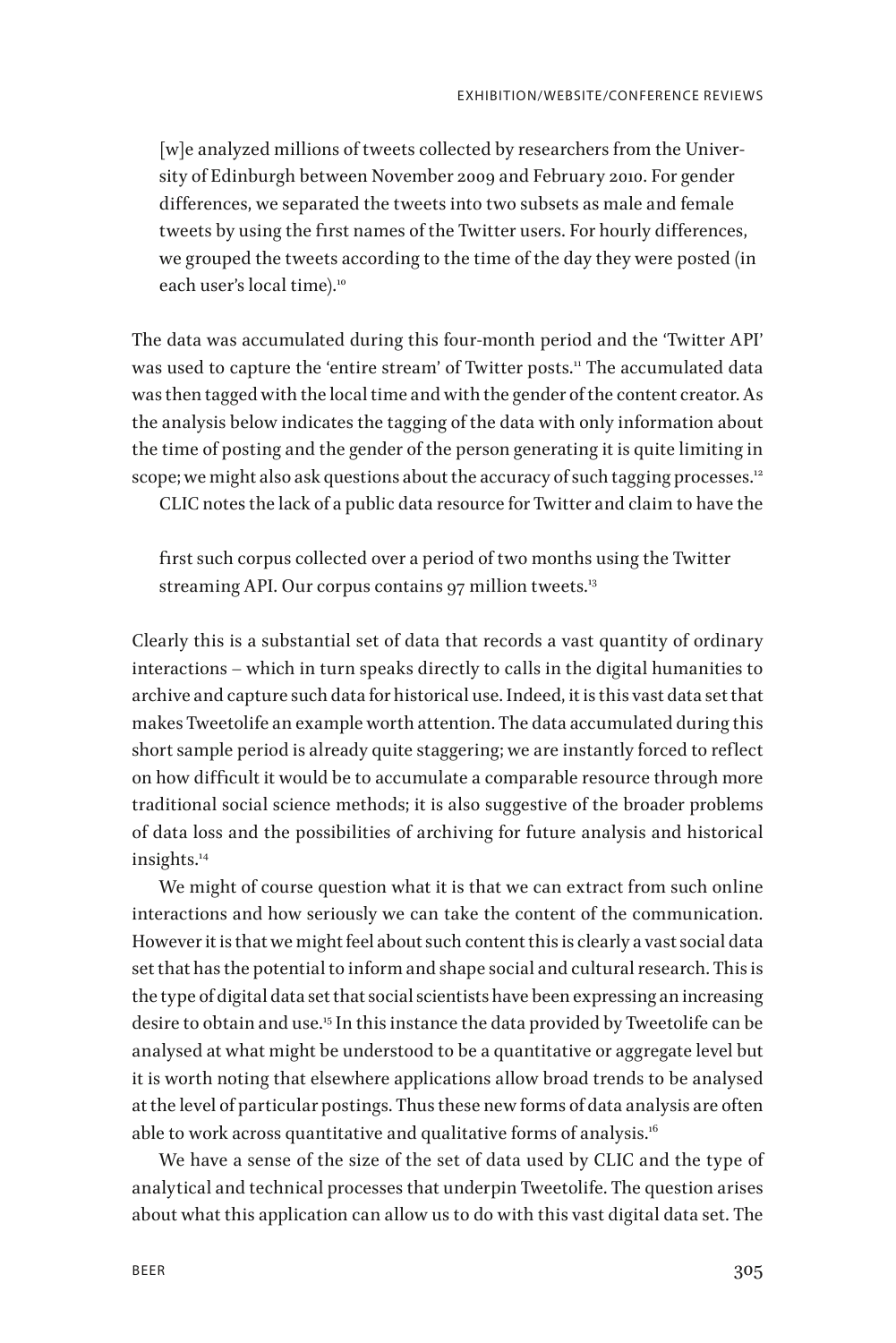> [w]e analyzed millions of tweets collected by researchers from the University of Edinburgh between November 2009 and February 2010. For gender differences, we separated the tweets into two subsets as male and female tweets by using the first names of the Twitter users. For hourly differences, we grouped the tweets according to the time of the day they were posted (in each user's local time).[10]

The data was accumulated during this four-month period and the 'Twitter API' was used to capture the 'entire stream' of Twitter posts.[11] The accumulated data was then tagged with the local time and with the gender of the content creator. As the analysis below indicates the tagging of the data with only information about the time of posting and the gender of the person generating it is quite limiting in scope; we might also ask questions about the accuracy of such tagging processes.[12]

CLIC notes the lack of a public data resource for Twitter and claim to have the

> first such corpus collected over a period of two months using the Twitter streaming API. Our corpus contains 97 million tweets.[13]

Clearly this is a substantial set of data that records a vast quantity of ordinary interactions – which in turn speaks directly to calls in the digital humanities to archive and capture such data for historical use. Indeed, it is this vast data set that makes Tweetolife an example worth attention. The data accumulated during this short sample period is already quite staggering; we are instantly forced to reflect on how difficult it would be to accumulate a comparable resource through more traditional social science methods; it is also suggestive of the broader problems of data loss and the possibilities of archiving for future analysis and historical insights.[14]

We might of course question what it is that we can extract from such online interactions and how seriously we can take the content of the communication. However it is that we might feel about such content this is clearly a vast social data set that has the potential to inform and shape social and cultural research. This is the type of digital data set that social scientists have been expressing an increasing desire to obtain and use.[15] In this instance the data provided by Tweetolife can be analysed at what might be understood to be a quantitative or aggregate level but it is worth noting that elsewhere applications allow broad trends to be analysed at the level of particular postings. Thus these new forms of data analysis are often able to work across quantitative and qualitative forms of analysis.[16]

We have a sense of the size of the set of data used by CLIC and the type of analytical and technical processes that underpin Tweetolife. The question arises about what this application can allow us to do with this vast digital data set. The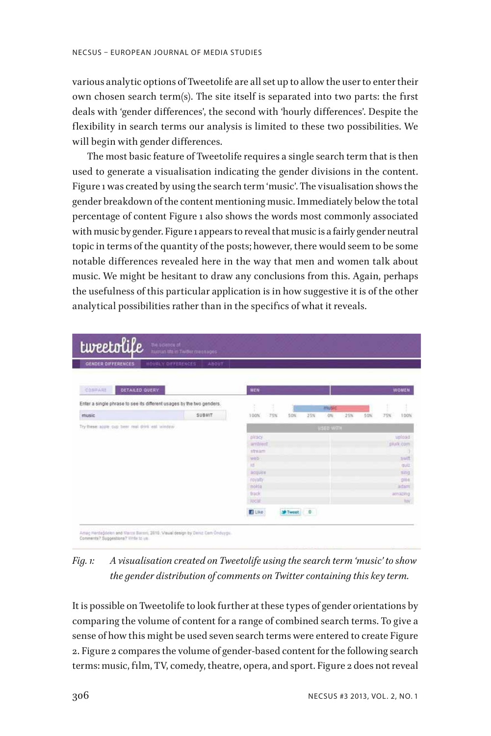various analytic options of Tweetolife are all set up to allow the user to enter their own chosen search term(s). The site itself is separated into two parts: the first deals with 'gender differences', the second with 'hourly differences'. Despite the flexibility in search terms our analysis is limited to these two possibilities. We will begin with gender differences.

The most basic feature of Tweetolife requires a single search term that is then used to generate a visualisation indicating the gender divisions in the content. Figure 1 was created by using the search term 'music'. The visualisation shows the gender breakdown of the content mentioning music. Immediately below the total percentage of content Figure 1 also shows the words most commonly associated with music by gender. Figure 1 appears to reveal that music is a fairly gender neutral topic in terms of the quantity of the posts; however, there would seem to be some notable differences revealed here in the way that men and women talk about music. We might be hesitant to draw any conclusions from this. Again, perhaps the usefulness of this particular application is in how suggestive it is of the other analytical possibilities rather than in the specifics of what it reveals.

*Fig. 1: A visualisation created on Tweetolife using the search term 'music' to show the gender distribution of comments on Twitter containing this key term.*

It is possible on Tweetolife to look further at these types of gender orientations by comparing the volume of content for a range of combined search terms. To give a sense of how this might be used seven search terms were entered to create Figure 2. Figure 2 compares the volume of gender-based content for the following search terms: music, film, TV, comedy, theatre, opera, and sport. Figure 2 does not reveal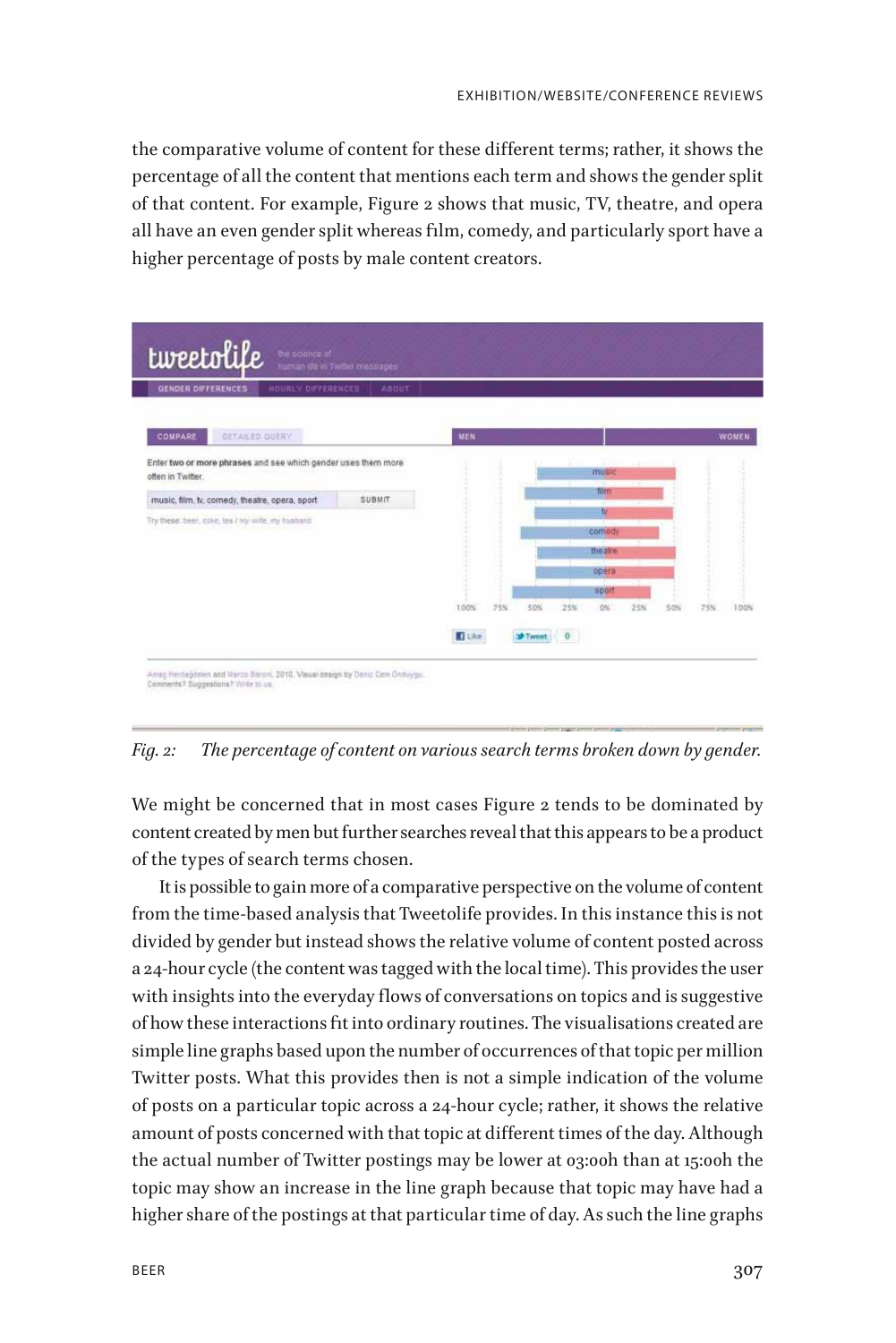the comparative volume of content for these different terms; rather, it shows the percentage of all the content that mentions each term and shows the gender split of that content. For example, Figure 2 shows that music, TV, theatre, and opera all have an even gender split whereas film, comedy, and particularly sport have a higher percentage of posts by male content creators.

*Fig. 2: The percentage of content on various search terms broken down by gender.*

We might be concerned that in most cases Figure 2 tends to be dominated by content created by men but further searches reveal that this appears to be a product of the types of search terms chosen.

It is possible to gain more of a comparative perspective on the volume of content from the time-based analysis that Tweetolife provides. In this instance this is not divided by gender but instead shows the relative volume of content posted across a 24-hour cycle (the content was tagged with the local time). This provides the user with insights into the everyday flows of conversations on topics and is suggestive of how these interactions fit into ordinary routines. The visualisations created are simple line graphs based upon the number of occurrences of that topic per million Twitter posts. What this provides then is not a simple indication of the volume of posts on a particular topic across a 24-hour cycle; rather, it shows the relative amount of posts concerned with that topic at different times of the day. Although the actual number of Twitter postings may be lower at 03:00h than at 15:00h the topic may show an increase in the line graph because that topic may have had a higher share of the postings at that particular time of day. As such the line graphs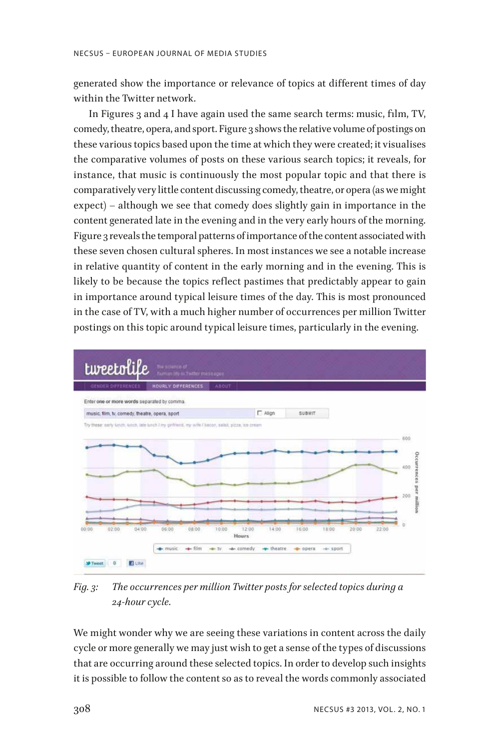generated show the importance or relevance of topics at different times of day within the Twitter network.

In Figures 3 and 4 I have again used the same search terms: music, film, TV, comedy, theatre, opera, and sport. Figure 3 shows the relative volume of postings on these various topics based upon the time at which they were created; it visualises the comparative volumes of posts on these various search topics; it reveals, for instance, that music is continuously the most popular topic and that there is comparatively very little content discussing comedy, theatre, or opera (as we might expect) – although we see that comedy does slightly gain in importance in the content generated late in the evening and in the very early hours of the morning. Figure 3 reveals the temporal patterns of importance of the content associated with these seven chosen cultural spheres. In most instances we see a notable increase in relative quantity of content in the early morning and in the evening. This is likely to be because the topics reflect pastimes that predictably appear to gain in importance around typical leisure times of the day. This is most pronounced in the case of TV, with a much higher number of occurrences per million Twitter postings on this topic around typical leisure times, particularly in the evening.

*Fig. 3: The occurrences per million Twitter posts for selected topics during a 24-hour cycle.*

We might wonder why we are seeing these variations in content across the daily cycle or more generally we may just wish to get a sense of the types of discussions that are occurring around these selected topics. In order to develop such insights it is possible to follow the content so as to reveal the words commonly associated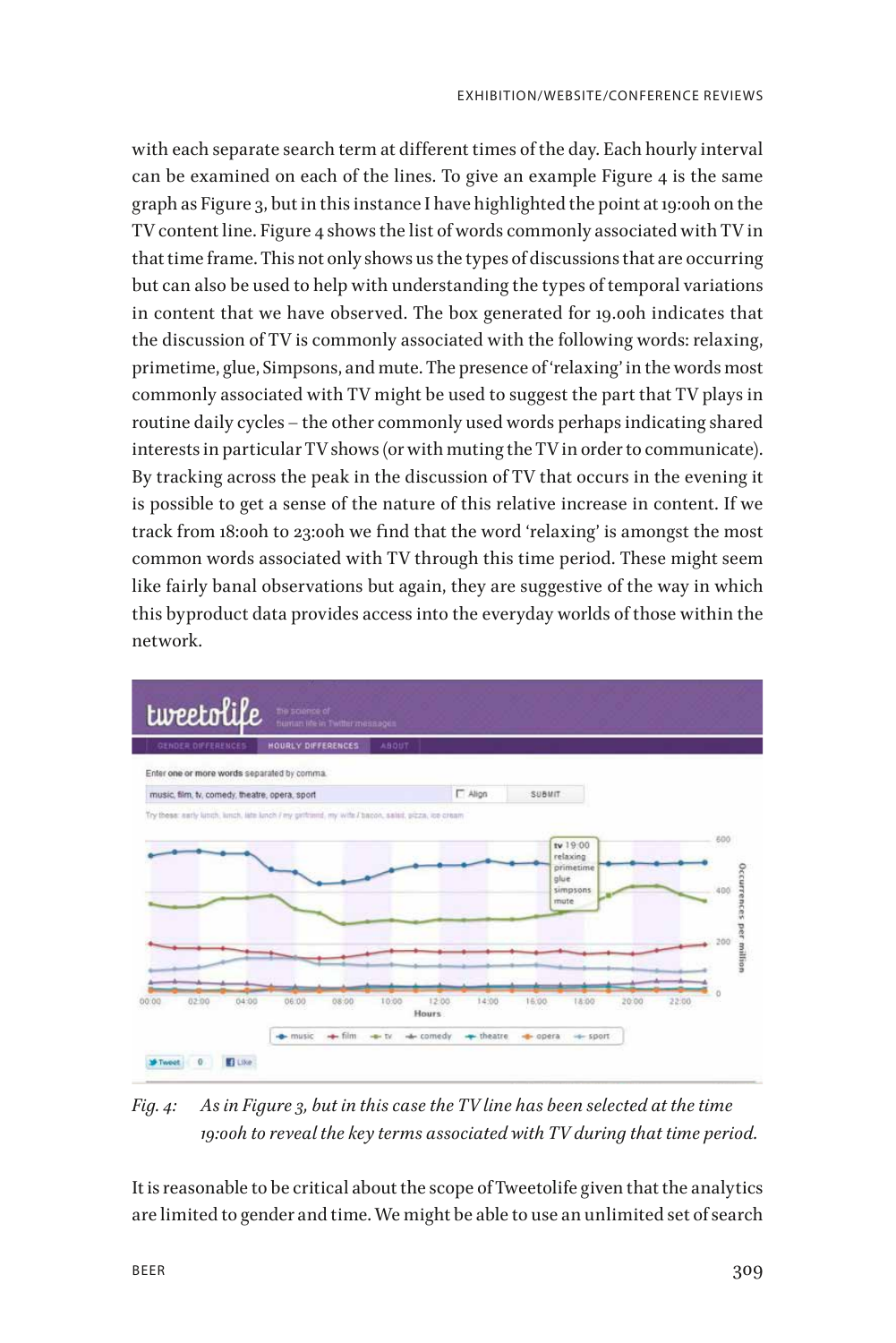with each separate search term at different times of the day. Each hourly interval can be examined on each of the lines. To give an example Figure 4 is the same graph as Figure 3, but in this instance I have highlighted the point at 19:00h on the TV content line. Figure 4 shows the list of words commonly associated with TV in that time frame. This not only shows us the types of discussions that are occurring but can also be used to help with understanding the types of temporal variations in content that we have observed. The box generated for 19.00h indicates that the discussion of TV is commonly associated with the following words: relaxing, primetime, glue, Simpsons, and mute. The presence of 'relaxing' in the words most commonly associated with TV might be used to suggest the part that TV plays in routine daily cycles – the other commonly used words perhaps indicating shared interests in particular TV shows (or with muting the TV in order to communicate). By tracking across the peak in the discussion of TV that occurs in the evening it is possible to get a sense of the nature of this relative increase in content. If we track from 18:00h to 23:00h we find that the word 'relaxing' is amongst the most common words associated with TV through this time period. These might seem like fairly banal observations but again, they are suggestive of the way in which this byproduct data provides access into the everyday worlds of those within the network.

*Fig. 4: As in Figure 3, but in this case the TV line has been selected at the time 19:00h to reveal the key terms associated with TV during that time period.*

It is reasonable to be critical about the scope of Tweetolife given that the analytics are limited to gender and time. We might be able to use an unlimited set of search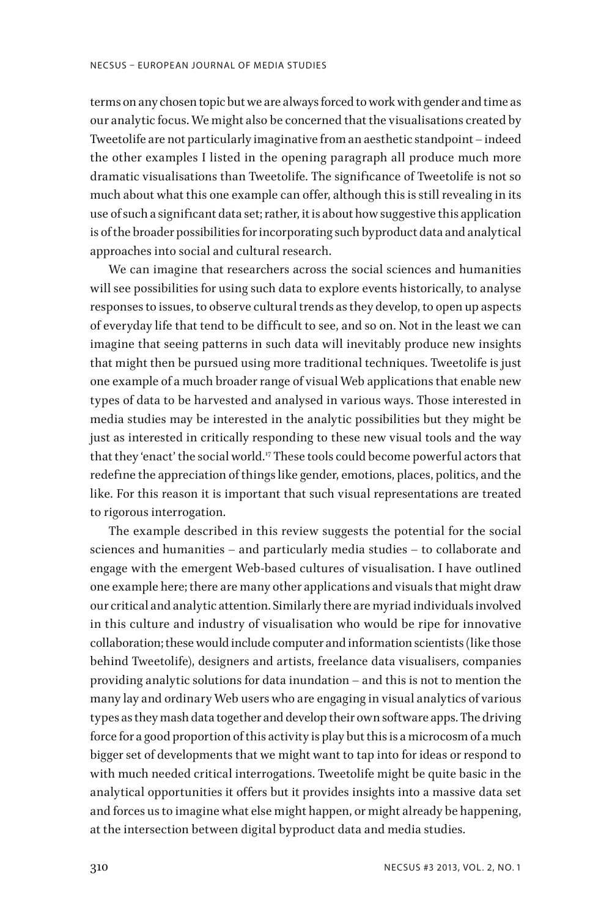terms on any chosen topic but we are always forced to work with gender and time as our analytic focus. We might also be concerned that the visualisations created by Tweetolife are not particularly imaginative from an aesthetic standpoint – indeed the other examples I listed in the opening paragraph all produce much more dramatic visualisations than Tweetolife. The significance of Tweetolife is not so much about what this one example can offer, although this is still revealing in its use of such a significant data set; rather, it is about how suggestive this application is of the broader possibilities for incorporating such byproduct data and analytical approaches into social and cultural research.

We can imagine that researchers across the social sciences and humanities will see possibilities for using such data to explore events historically, to analyse responses to issues, to observe cultural trends as they develop, to open up aspects of everyday life that tend to be difficult to see, and so on. Not in the least we can imagine that seeing patterns in such data will inevitably produce new insights that might then be pursued using more traditional techniques. Tweetolife is just one example of a much broader range of visual Web applications that enable new types of data to be harvested and analysed in various ways. Those interested in media studies may be interested in the analytic possibilities but they might be just as interested in critically responding to these new visual tools and the way that they 'enact' the social world.[17] These tools could become powerful actors that redefine the appreciation of things like gender, emotions, places, politics, and the like. For this reason it is important that such visual representations are treated to rigorous interrogation.

The example described in this review suggests the potential for the social sciences and humanities – and particularly media studies – to collaborate and engage with the emergent Web-based cultures of visualisation. I have outlined one example here; there are many other applications and visuals that might draw our critical and analytic attention. Similarly there are myriad individuals involved in this culture and industry of visualisation who would be ripe for innovative collaboration; these would include computer and information scientists (like those behind Tweetolife), designers and artists, freelance data visualisers, companies providing analytic solutions for data inundation – and this is not to mention the many lay and ordinary Web users who are engaging in visual analytics of various types as they mash data together and develop their own software apps. The driving force for a good proportion of this activity is play but this is a microcosm of a much bigger set of developments that we might want to tap into for ideas or respond to with much needed critical interrogations. Tweetolife might be quite basic in the analytical opportunities it offers but it provides insights into a massive data set and forces us to imagine what else might happen, or might already be happening, at the intersection between digital byproduct data and media studies.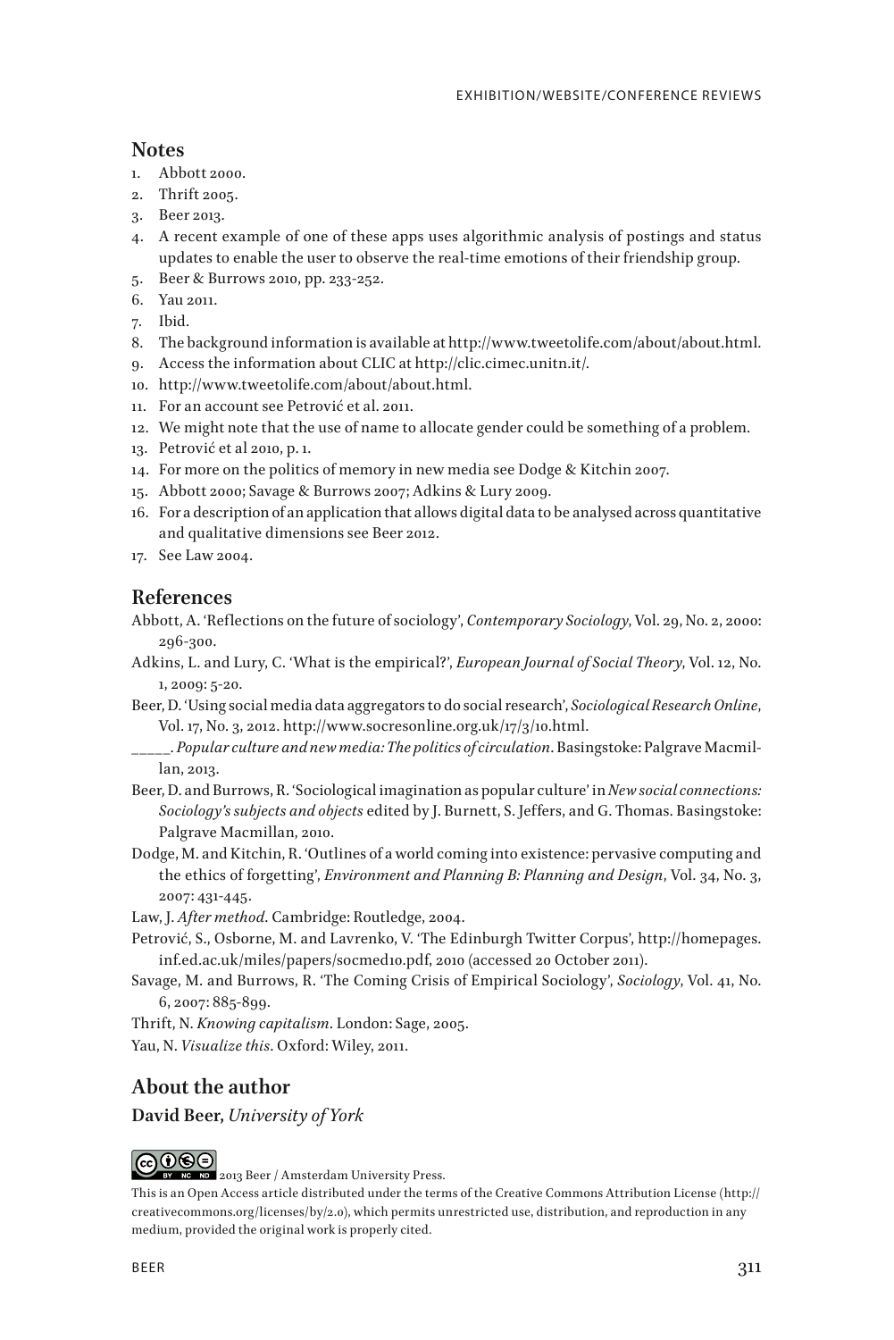## Notes

1. Abbott 2000.
2. Thrift 2005.
3. Beer 2013.
4. A recent example of one of these apps uses algorithmic analysis of postings and status updates to enable the user to observe the real-time emotions of their friendship group.
5. Beer & Burrows 2010, pp. 233-252.
6. Yau 2011.
7. Ibid.
8. The background information is available at http://www.tweetolife.com/about/about.html.
9. Access the information about CLIC at http://clic.cimec.unitn.it/.
10. http://www.tweetolife.com/about/about.html.
11. For an account see Petrović et al. 2011.
12. We might note that the use of name to allocate gender could be something of a problem.
13. Petrović et al 2010, p. 1.
14. For more on the politics of memory in new media see Dodge & Kitchin 2007.
15. Abbott 2000; Savage & Burrows 2007; Adkins & Lury 2009.
16. For a description of an application that allows digital data to be analysed across quantitative and qualitative dimensions see Beer 2012.
17. See Law 2004.

## References

Abbott, A. 'Reflections on the future of sociology', *Contemporary Sociology*, Vol. 29, No. 2, 2000: 296-300.

Adkins, L. and Lury, C. 'What is the empirical?', *European Journal of Social Theory*, Vol. 12, No. 1, 2009: 5-20.

Beer, D. 'Using social media data aggregators to do social research', *Sociological Research Online*, Vol. 17, No. 3, 2012. http://www.socresonline.org.uk/17/3/10.html.

_____. *Popular culture and new media: The politics of circulation*. Basingstoke: Palgrave Macmillan, 2013.

Beer, D. and Burrows, R. 'Sociological imagination as popular culture' in *New social connections: Sociology's subjects and objects* edited by J. Burnett, S. Jeffers, and G. Thomas. Basingstoke: Palgrave Macmillan, 2010.

Dodge, M. and Kitchin, R. 'Outlines of a world coming into existence: pervasive computing and the ethics of forgetting', *Environment and Planning B: Planning and Design*, Vol. 34, No. 3, 2007: 431-445.

Law, J. *After method*. Cambridge: Routledge, 2004.

Petrović, S., Osborne, M. and Lavrenko, V. 'The Edinburgh Twitter Corpus', http://homepages.inf.ed.ac.uk/miles/papers/socmed10.pdf, 2010 (accessed 20 October 2011).

Savage, M. and Burrows, R. 'The Coming Crisis of Empirical Sociology', *Sociology*, Vol. 41, No. 6, 2007: 885-899.

Thrift, N. *Knowing capitalism*. London: Sage, 2005.

Yau, N. *Visualize this*. Oxford: Wiley, 2011.

## About the author

**David Beer,** *University of York*

2013 Beer / Amsterdam University Press.

This is an Open Access article distributed under the terms of the Creative Commons Attribution License (http://creativecommons.org/licenses/by/2.0), which permits unrestricted use, distribution, and reproduction in any medium, provided the original work is properly cited.